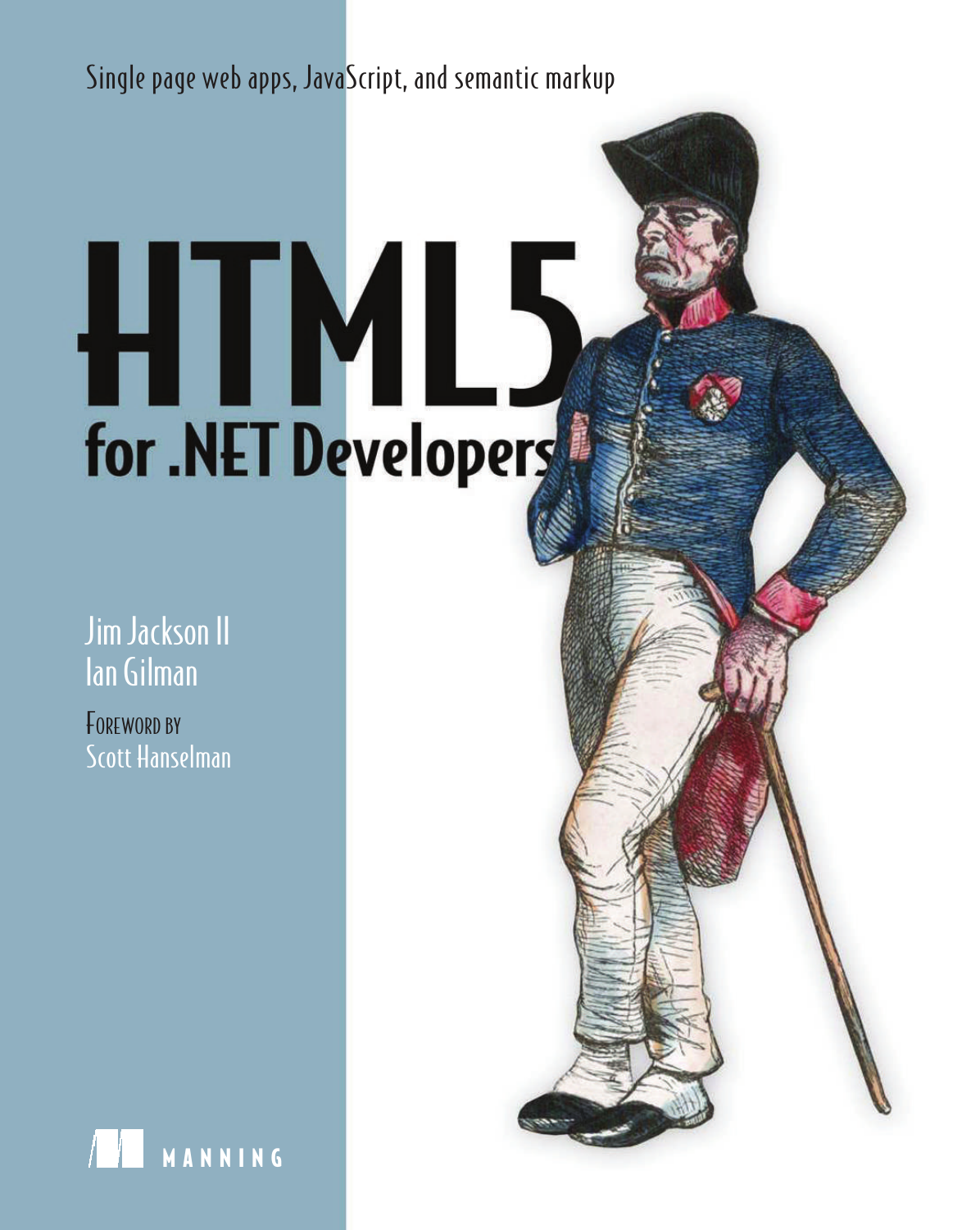Single page web apps, JavaScript, and semantic markup

# HTML5 for .NET Developers

Jim Jackson II
Ian Gilman

Foreword by
Scott Hanselman

MANNING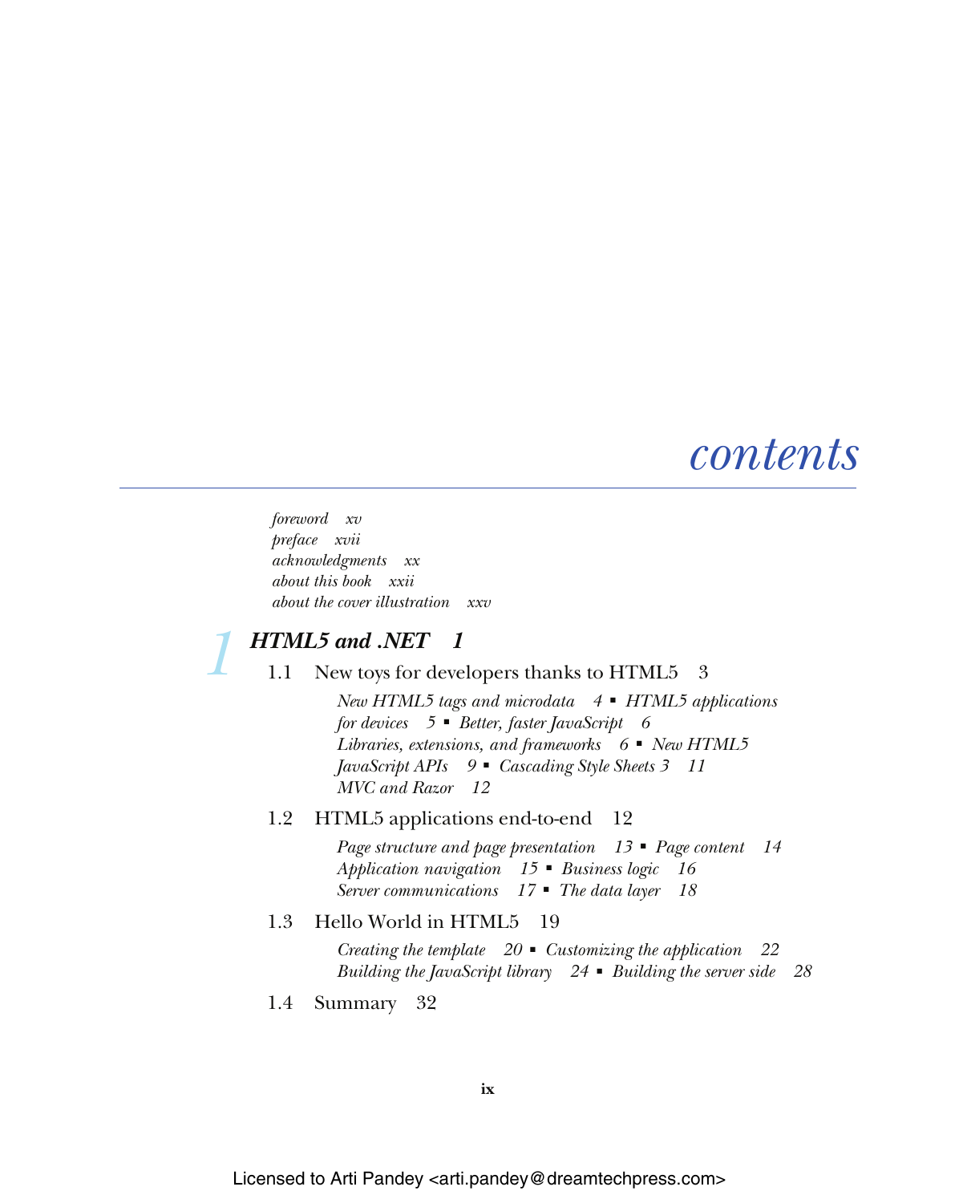# contents

*foreword xv*
*preface xvii*
*acknowledgments xx*
*about this book xxii*
*about the cover illustration xxv*

## 1 HTML5 and .NET 1

### 1.1 New toys for developers thanks to HTML5 3

*New HTML5 tags and microdata 4 ▪ HTML5 applications for devices 5 ▪ Better, faster JavaScript 6 Libraries, extensions, and frameworks 6 ▪ New HTML5 JavaScript APIs 9 ▪ Cascading Style Sheets 3 11 MVC and Razor 12*

### 1.2 HTML5 applications end-to-end 12

*Page structure and page presentation 13 ▪ Page content 14 Application navigation 15 ▪ Business logic 16 Server communications 17 ▪ The data layer 18*

### 1.3 Hello World in HTML5 19

*Creating the template 20 ▪ Customizing the application 22 Building the JavaScript library 24 ▪ Building the server side 28*

### 1.4 Summary 32

Licensed to Arti Pandey <arti.pandey@dreamtechpress.com>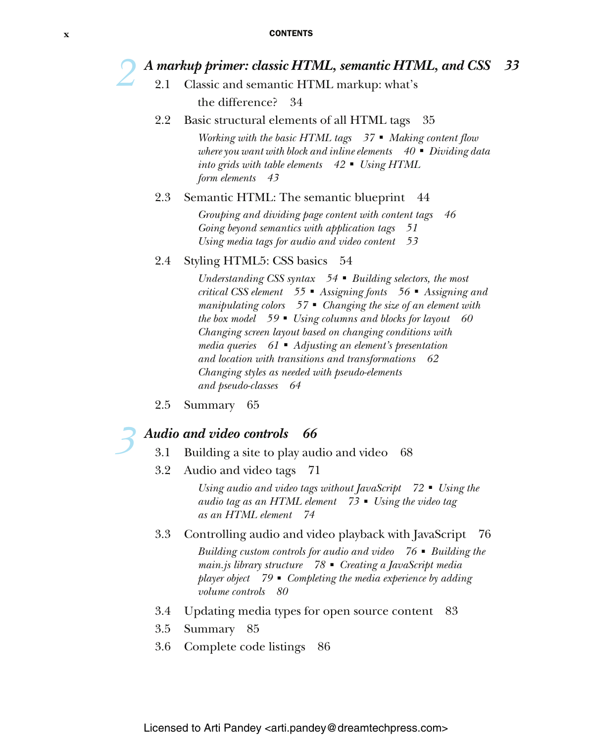## 2 *A markup primer: classic HTML, semantic HTML, and CSS* *33*

2.1 Classic and semantic HTML markup: what's the difference? 34

2.2 Basic structural elements of all HTML tags 35

*Working with the basic HTML tags 37 ▪ Making content flow where you want with block and inline elements 40 ▪ Dividing data into grids with table elements 42 ▪ Using HTML form elements 43*

2.3 Semantic HTML: The semantic blueprint 44

*Grouping and dividing page content with content tags 46*
*Going beyond semantics with application tags 51*
*Using media tags for audio and video content 53*

2.4 Styling HTML5: CSS basics 54

*Understanding CSS syntax 54 ▪ Building selectors, the most critical CSS element 55 ▪ Assigning fonts 56 ▪ Assigning and manipulating colors 57 ▪ Changing the size of an element with the box model 59 ▪ Using columns and blocks for layout 60*
*Changing screen layout based on changing conditions with media queries 61 ▪ Adjusting an element's presentation and location with transitions and transformations 62*
*Changing styles as needed with pseudo-elements and pseudo-classes 64*

2.5 Summary 65

## 3 *Audio and video controls* *66*

3.1 Building a site to play audio and video 68

3.2 Audio and video tags 71

*Using audio and video tags without JavaScript 72 ▪ Using the audio tag as an HTML element 73 ▪ Using the video tag as an HTML element 74*

3.3 Controlling audio and video playback with JavaScript 76

*Building custom controls for audio and video 76 ▪ Building the main.js library structure 78 ▪ Creating a JavaScript media player object 79 ▪ Completing the media experience by adding volume controls 80*

3.4 Updating media types for open source content 83

3.5 Summary 85

3.6 Complete code listings 86

Licensed to Arti Pandey <arti.pandey@dreamtechpress.com>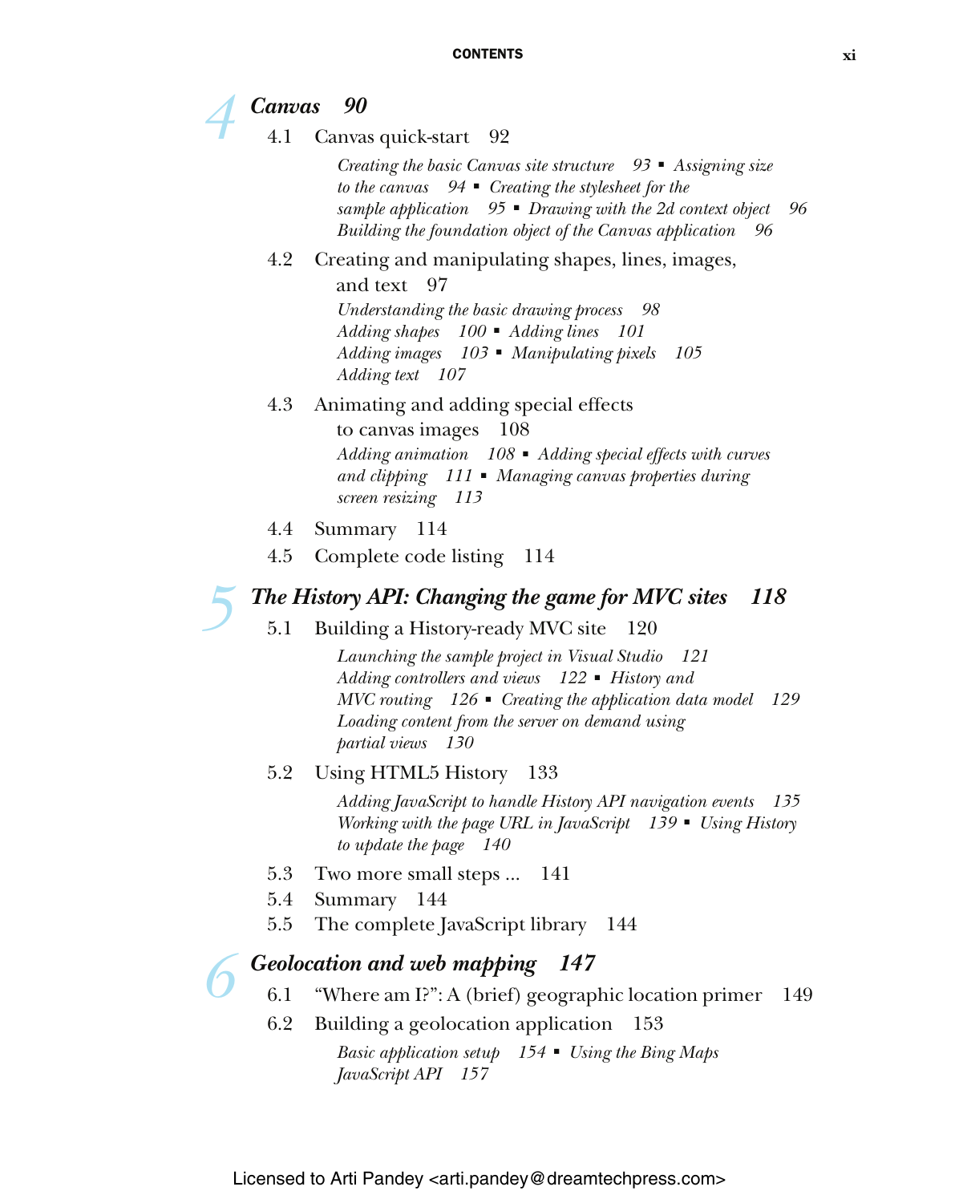## 4 *Canvas 90*

4.1 Canvas quick-start 92

*Creating the basic Canvas site structure 93 ▪ Assigning size to the canvas 94 ▪ Creating the stylesheet for the sample application 95 ▪ Drawing with the 2d context object 96 Building the foundation object of the Canvas application 96*

4.2 Creating and manipulating shapes, lines, images, and text 97

*Understanding the basic drawing process 98 Adding shapes 100 ▪ Adding lines 101 Adding images 103 ▪ Manipulating pixels 105 Adding text 107*

4.3 Animating and adding special effects to canvas images 108

*Adding animation 108 ▪ Adding special effects with curves and clipping 111 ▪ Managing canvas properties during screen resizing 113*

4.4 Summary 114

4.5 Complete code listing 114

## 5 *The History API: Changing the game for MVC sites 118*

5.1 Building a History-ready MVC site 120

*Launching the sample project in Visual Studio 121 Adding controllers and views 122 ▪ History and MVC routing 126 ▪ Creating the application data model 129 Loading content from the server on demand using partial views 130*

5.2 Using HTML5 History 133

*Adding JavaScript to handle History API navigation events 135 Working with the page URL in JavaScript 139 ▪ Using History to update the page 140*

5.3 Two more small steps ... 141

5.4 Summary 144

5.5 The complete JavaScript library 144

## 6 *Geolocation and web mapping 147*

6.1 "Where am I?": A (brief) geographic location primer 149

6.2 Building a geolocation application 153

*Basic application setup 154 ▪ Using the Bing Maps JavaScript API 157*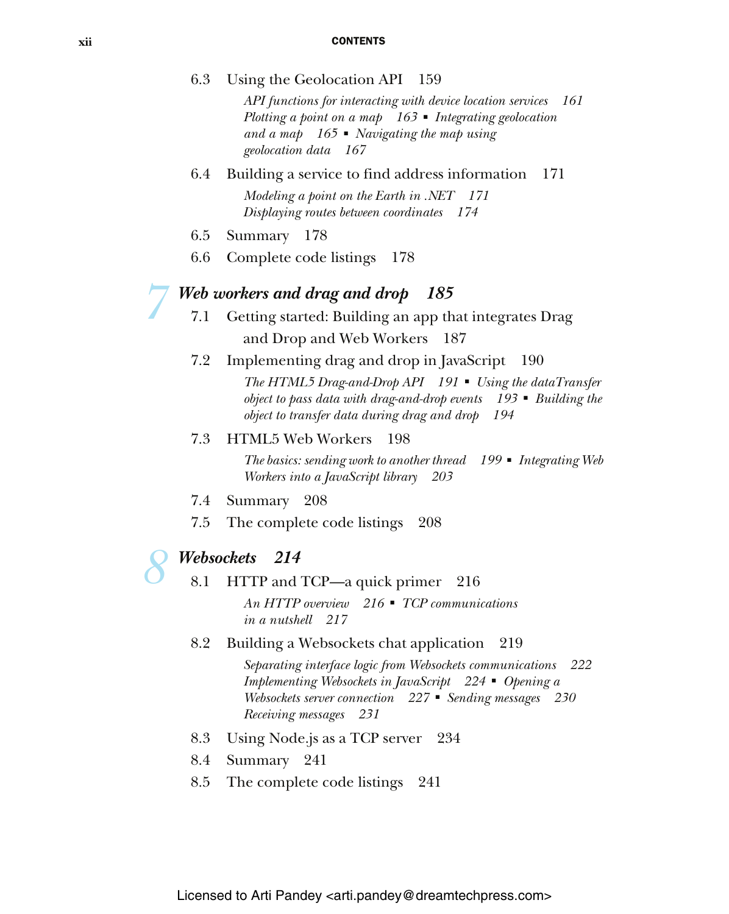6.3 Using the Geolocation API 159

*API functions for interacting with device location services 161*
*Plotting a point on a map 163 ▪ Integrating geolocation and a map 165 ▪ Navigating the map using geolocation data 167*

6.4 Building a service to find address information 171

*Modeling a point on the Earth in .NET 171*
*Displaying routes between coordinates 174*

6.5 Summary 178

6.6 Complete code listings 178

## 7 *Web workers and drag and drop 185*

7.1 Getting started: Building an app that integrates Drag and Drop and Web Workers 187

7.2 Implementing drag and drop in JavaScript 190

*The HTML5 Drag-and-Drop API 191 ▪ Using the dataTransfer object to pass data with drag-and-drop events 193 ▪ Building the object to transfer data during drag and drop 194*

7.3 HTML5 Web Workers 198

*The basics: sending work to another thread 199 ▪ Integrating Web Workers into a JavaScript library 203*

7.4 Summary 208

7.5 The complete code listings 208

## 8 *Websockets 214*

8.1 HTTP and TCP—a quick primer 216

*An HTTP overview 216 ▪ TCP communications in a nutshell 217*

8.2 Building a Websockets chat application 219

*Separating interface logic from Websockets communications 222*
*Implementing Websockets in JavaScript 224 ▪ Opening a Websockets server connection 227 ▪ Sending messages 230*
*Receiving messages 231*

8.3 Using Node.js as a TCP server 234

8.4 Summary 241

8.5 The complete code listings 241

Licensed to Arti Pandey <arti.pandey@dreamtechpress.com>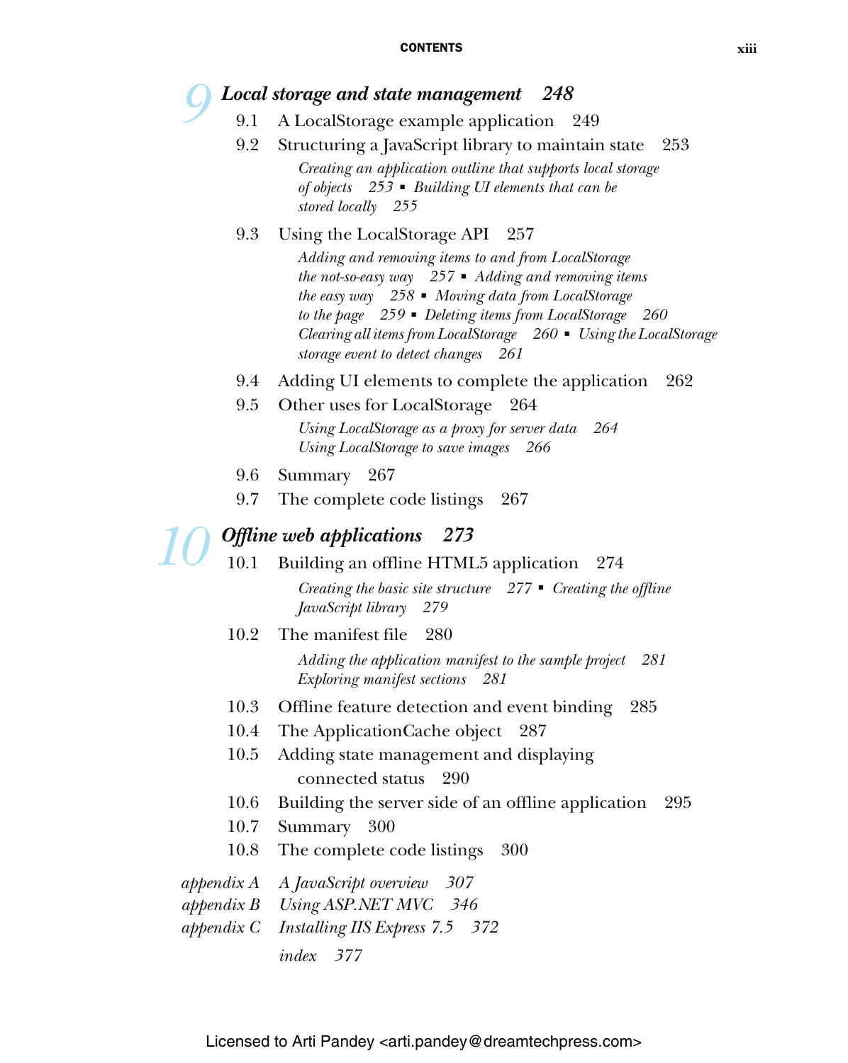## 9 *Local storage and state management* *248*

9.1 A LocalStorage example application 249

9.2 Structuring a JavaScript library to maintain state 253

*Creating an application outline that supports local storage of objects 253 ▪ Building UI elements that can be stored locally 255*

9.3 Using the LocalStorage API 257

*Adding and removing items to and from LocalStorage the not-so-easy way 257 ▪ Adding and removing items the easy way 258 ▪ Moving data from LocalStorage to the page 259 ▪ Deleting items from LocalStorage 260 Clearing all items from LocalStorage 260 ▪ Using the LocalStorage storage event to detect changes 261*

9.4 Adding UI elements to complete the application 262

9.5 Other uses for LocalStorage 264

*Using LocalStorage as a proxy for server data 264*
*Using LocalStorage to save images 266*

9.6 Summary 267

9.7 The complete code listings 267

## 10 *Offline web applications* *273*

10.1 Building an offline HTML5 application 274

*Creating the basic site structure 277 ▪ Creating the offline JavaScript library 279*

10.2 The manifest file 280

*Adding the application manifest to the sample project 281*
*Exploring manifest sections 281*

10.3 Offline feature detection and event binding 285

10.4 The ApplicationCache object 287

10.5 Adding state management and displaying connected status 290

10.6 Building the server side of an offline application 295

10.7 Summary 300

10.8 The complete code listings 300

*appendix A* *A JavaScript overview* *307*
*appendix B* *Using ASP.NET MVC* *346*
*appendix C* *Installing IIS Express 7.5* *372*

*index* *377*

Licensed to Arti Pandey <arti.pandey@dreamtechpress.com>